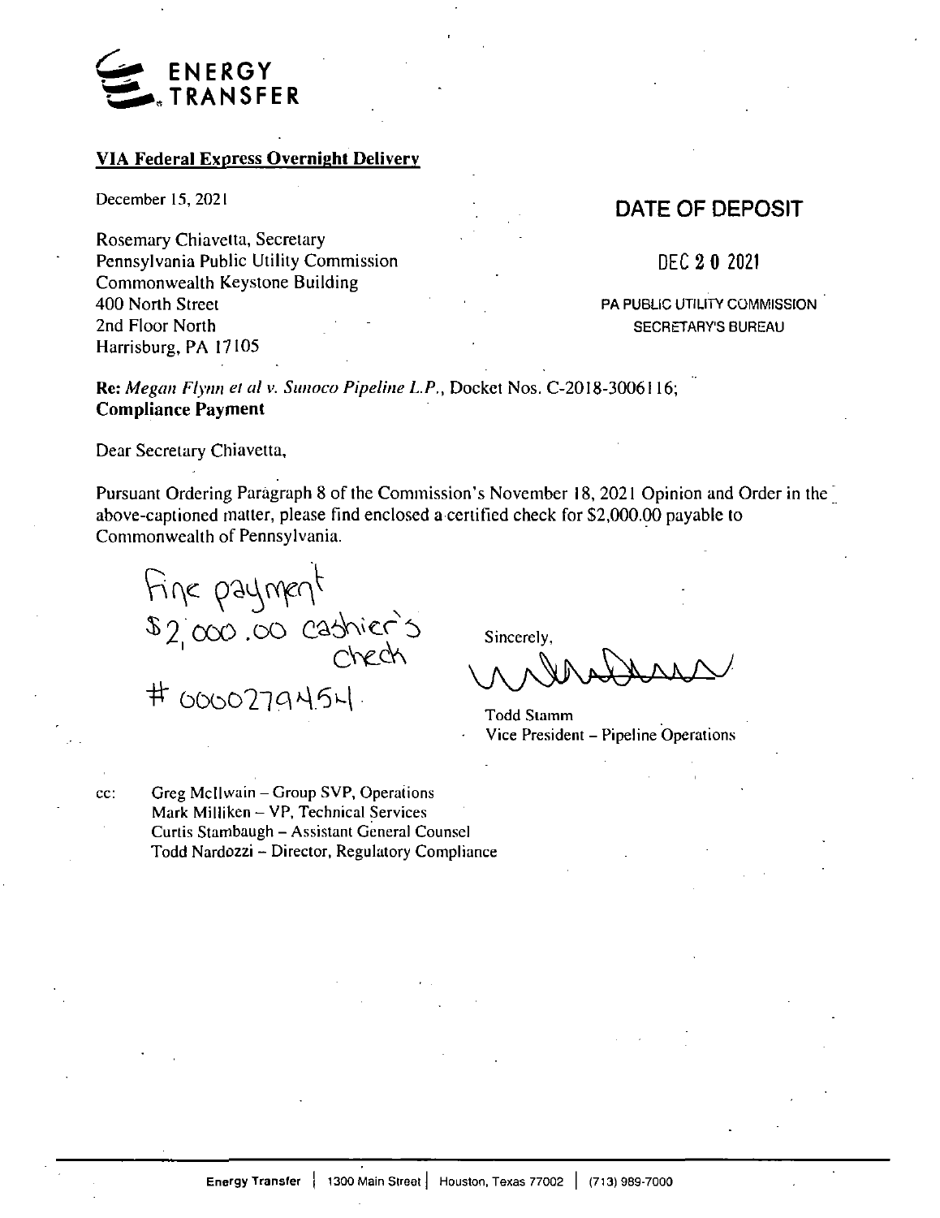ENERGY TRANSFER

**VIA Federal Express Overnight Delivery**

December 15, 2021

**DATE OF DEPOSIT**

DEC 20 2021

PA PUBLIC UTILITY COMMISSION
SECRETARY'S BUREAU

Rosemary Chiavetta, Secretary
Pennsylvania Public Utility Commission
Commonwealth Keystone Building
400 North Street
2nd Floor North
Harrisburg, PA 17105

**Re:** *Megan Flynn et al v. Sunoco Pipeline L.P.*, Docket Nos. C-2018-3006116;
**Compliance Payment**

Dear Secretary Chiavetta,

Pursuant Ordering Paragraph 8 of the Commission's November 18, 2021 Opinion and Order in the above-captioned matter, please find enclosed a certified check for $2,000.00 payable to Commonwealth of Pennsylvania.

Fine payment
$2,000.00 cashier's check
# 0000279454

Sincerely,

Todd Stamm
Vice President – Pipeline Operations

cc: Greg McIlwain – Group SVP, Operations
Mark Milliken – VP, Technical Services
Curtis Stambaugh – Assistant General Counsel
Todd Nardozzi – Director, Regulatory Compliance

Energy Transfer | 1300 Main Street | Houston, Texas 77002 | (713) 989-7000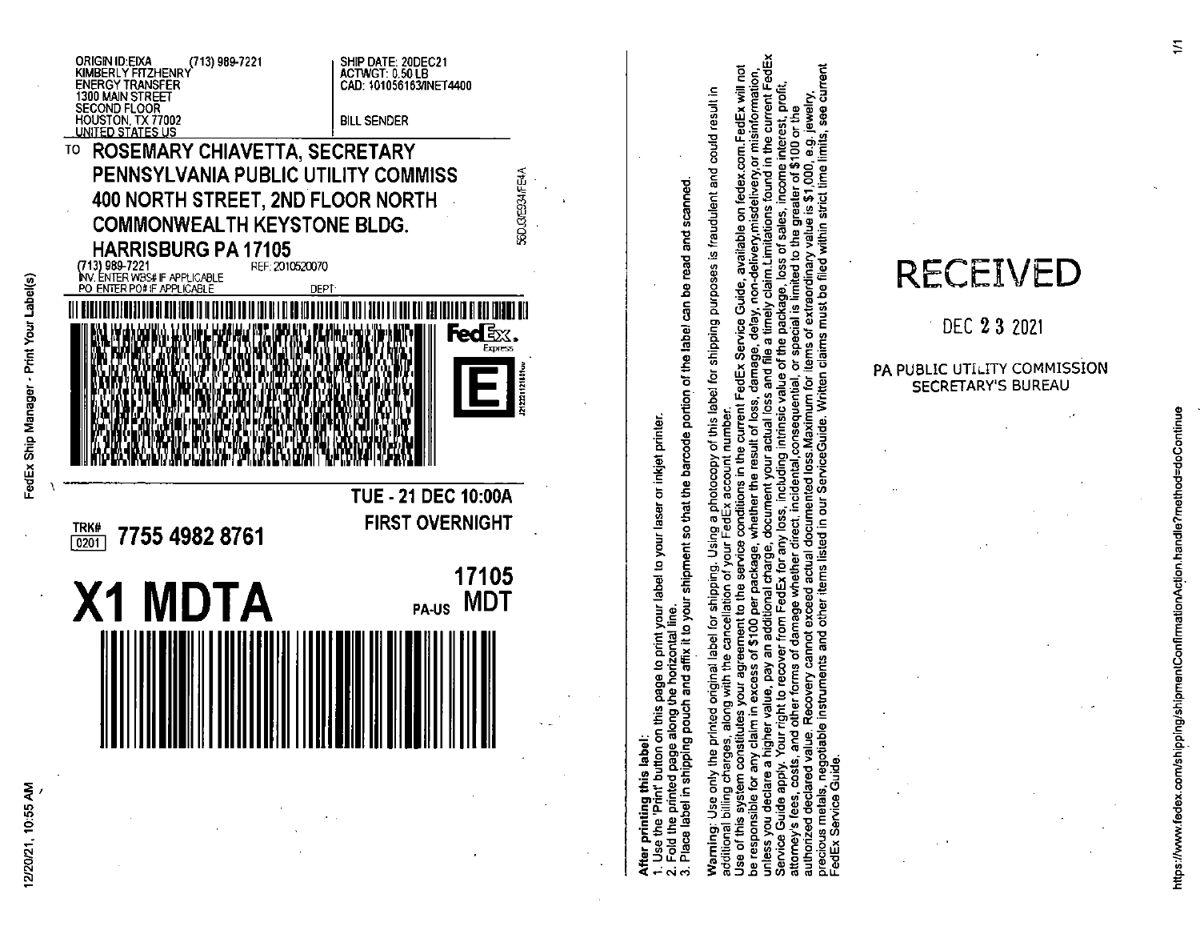ORIGIN ID:EIXA (713) 989-7221
KIMBERLY FITZHENRY
ENERGY TRANSFER
1300 MAIN STREET
SECOND FLOOR
HOUSTON, TX 77002
UNITED STATES US

SHIP DATE: 20DEC21
ACTWGT: 0.50 LB
CAD: 101056163/INET4400

BILL SENDER

TO **ROSEMARY CHIAVETTA, SECRETARY**
**PENNSYLVANIA PUBLIC UTILITY COMMISS**
**400 NORTH STREET, 2ND FLOOR NORTH**
**COMMONWEALTH KEYSTONE BLDG.**
**HARRISBURG PA 17105**

(713) 989-7221 REF: 2010520070
INV. ENTER WBS# IF APPLICABLE
PO: ENTER PO# IF APPLICABLE DEPT:

56DJ3/E934/FE4A

FedEx Express

E

**TUE - 21 DEC 10:00A**
**FIRST OVERNIGHT**

TRK# 0201 **7755 4982 8761**

**X1 MDTA**

**17105**
PA-US **MDT**

**After printing this label:**
1. Use the 'Print' button on this page to print your label to your laser or inkjet printer.
2. Fold the printed page along the horizontal line.
3. Place label in shipping pouch and affix it to your shipment so that the barcode portion of the label can be read and scanned.

**Warning:** Use only the printed original label for shipping. Using a photocopy of this label for shipping purposes is fraudulent and could result in additional billing charges, along with the cancellation of your FedEx account number.
Use of this system constitutes your agreement to the service conditions in the current FedEx Service Guide, available on fedex.com.FedEx will not be responsible for any claim in excess of $100 per package, whether the result of loss, damage, delay, non-delivery,misdelivery,or misinformation, unless you declare a higher value, pay an additional charge, document your actual loss and file a timely claim.Limitations found in the current FedEx Service Guide apply. Your right to recover from FedEx for any loss, including intrinsic value of the package, loss of sales, income interest, profit, attorney's fees, costs, and other forms of damage whether direct, incidental,consequential, or special is limited to the greater of $100 or the authorized declared value. Recovery cannot exceed actual documented loss.Maximum for items of extraordinary value is $1,000, e.g. jewelry, precious metals, negotiable instruments and other items listed in our ServiceGuide. Written claims must be filed within strict time limits, see current FedEx Service Guide.

**RECEIVED**

DEC 23 2021

PA PUBLIC UTILITY COMMISSION
SECRETARY'S BUREAU